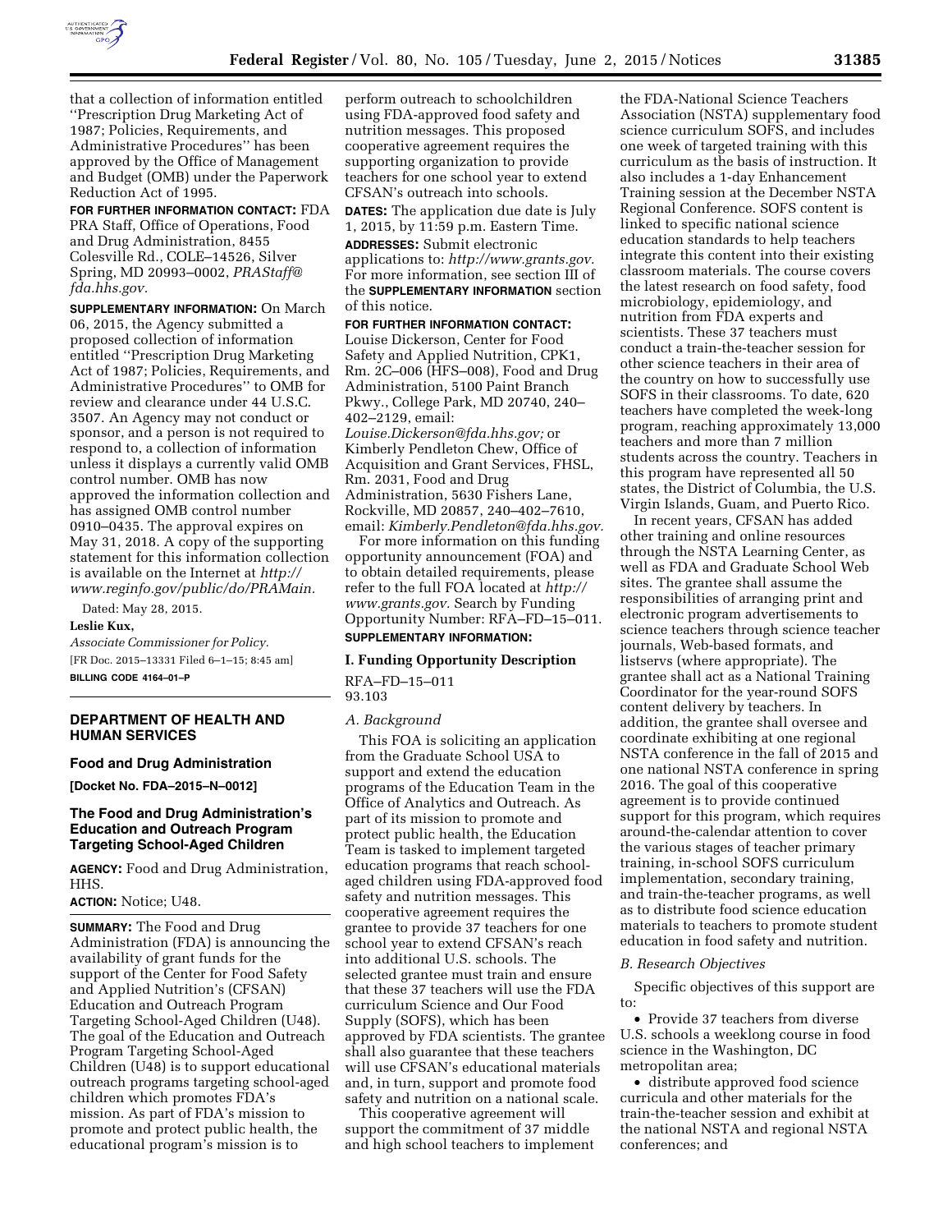that a collection of information entitled "Prescription Drug Marketing Act of 1987; Policies, Requirements, and Administrative Procedures" has been approved by the Office of Management and Budget (OMB) under the Paperwork Reduction Act of 1995.

**FOR FURTHER INFORMATION CONTACT:** FDA PRA Staff, Office of Operations, Food and Drug Administration, 8455 Colesville Rd., COLE–14526, Silver Spring, MD 20993–0002, *PRAStaff@fda.hhs.gov*.

**SUPPLEMENTARY INFORMATION:** On March 06, 2015, the Agency submitted a proposed collection of information entitled "Prescription Drug Marketing Act of 1987; Policies, Requirements, and Administrative Procedures" to OMB for review and clearance under 44 U.S.C. 3507. An Agency may not conduct or sponsor, and a person is not required to respond to, a collection of information unless it displays a currently valid OMB control number. OMB has now approved the information collection and has assigned OMB control number 0910–0435. The approval expires on May 31, 2018. A copy of the supporting statement for this information collection is available on the Internet at *http://www.reginfo.gov/public/do/PRAMain*.

Dated: May 28, 2015.

**Leslie Kux,**

*Associate Commissioner for Policy.*

[FR Doc. 2015–13331 Filed 6–1–15; 8:45 am]

**BILLING CODE 4164–01–P**

## DEPARTMENT OF HEALTH AND HUMAN SERVICES

### Food and Drug Administration

**[Docket No. FDA–2015–N–0012]**

### The Food and Drug Administration's Education and Outreach Program Targeting School-Aged Children

**AGENCY:** Food and Drug Administration, HHS.

**ACTION:** Notice; U48.

**SUMMARY:** The Food and Drug Administration (FDA) is announcing the availability of grant funds for the support of the Center for Food Safety and Applied Nutrition's (CFSAN) Education and Outreach Program Targeting School-Aged Children (U48). The goal of the Education and Outreach Program Targeting School-Aged Children (U48) is to support educational outreach programs targeting school-aged children which promotes FDA's mission. As part of FDA's mission to promote and protect public health, the educational program's mission is to perform outreach to schoolchildren using FDA-approved food safety and nutrition messages. This proposed cooperative agreement requires the supporting organization to provide teachers for one school year to extend CFSAN's outreach into schools.

**DATES:** The application due date is July 1, 2015, by 11:59 p.m. Eastern Time.

**ADDRESSES:** Submit electronic applications to: *http://www.grants.gov*. For more information, see section III of the **SUPPLEMENTARY INFORMATION** section of this notice.

**FOR FURTHER INFORMATION CONTACT:** Louise Dickerson, Center for Food Safety and Applied Nutrition, CPK1, Rm. 2C–006 (HFS–008), Food and Drug Administration, 5100 Paint Branch Pkwy., College Park, MD 20740, 240–402–2129, email: *Louise.Dickerson@fda.hhs.gov;* or Kimberly Pendleton Chew, Office of Acquisition and Grant Services, FHSL, Rm. 2031, Food and Drug Administration, 5630 Fishers Lane, Rockville, MD 20857, 240–402–7610, email: *Kimberly.Pendleton@fda.hhs.gov*.

For more information on this funding opportunity announcement (FOA) and to obtain detailed requirements, please refer to the full FOA located at *http://www.grants.gov*. Search by Funding Opportunity Number: RFA–FD–15–011.

**SUPPLEMENTARY INFORMATION:**

#### I. Funding Opportunity Description

RFA–FD–15–011

93.103

*A. Background*

This FOA is soliciting an application from the Graduate School USA to support and extend the education programs of the Education Team in the Office of Analytics and Outreach. As part of its mission to promote and protect public health, the Education Team is tasked to implement targeted education programs that reach school-aged children using FDA-approved food safety and nutrition messages. This cooperative agreement requires the grantee to provide 37 teachers for one school year to extend CFSAN's reach into additional U.S. schools. The selected grantee must train and ensure that these 37 teachers will use the FDA curriculum Science and Our Food Supply (SOFS), which has been approved by FDA scientists. The grantee shall also guarantee that these teachers will use CFSAN's educational materials and, in turn, support and promote food safety and nutrition on a national scale.

This cooperative agreement will support the commitment of 37 middle and high school teachers to implement the FDA-National Science Teachers Association (NSTA) supplementary food science curriculum SOFS, and includes one week of targeted training with this curriculum as the basis of instruction. It also includes a 1-day Enhancement Training session at the December NSTA Regional Conference. SOFS content is linked to specific national science education standards to help teachers integrate this content into their existing classroom materials. The course covers the latest research on food safety, food microbiology, epidemiology, and nutrition from FDA experts and scientists. These 37 teachers must conduct a train-the-teacher session for other science teachers in their area of the country on how to successfully use SOFS in their classrooms. To date, 620 teachers have completed the week-long program, reaching approximately 13,000 teachers and more than 7 million students across the country. Teachers in this program have represented all 50 states, the District of Columbia, the U.S. Virgin Islands, Guam, and Puerto Rico.

In recent years, CFSAN has added other training and online resources through the NSTA Learning Center, as well as FDA and Graduate School Web sites. The grantee shall assume the responsibilities of arranging print and electronic program advertisements to science teachers through science teacher journals, Web-based formats, and listservs (where appropriate). The grantee shall act as a National Training Coordinator for the year-round SOFS content delivery by teachers. In addition, the grantee shall oversee and coordinate exhibiting at one regional NSTA conference in the fall of 2015 and one national NSTA conference in spring 2016. The goal of this cooperative agreement is to provide continued support for this program, which requires around-the-calendar attention to cover the various stages of teacher primary training, in-school SOFS curriculum implementation, secondary training, and train-the-teacher programs, as well as to distribute food science education materials to teachers to promote student education in food safety and nutrition.

*B. Research Objectives*

Specific objectives of this support are to:

- Provide 37 teachers from diverse U.S. schools a weeklong course in food science in the Washington, DC metropolitan area;
- distribute approved food science curricula and other materials for the train-the-teacher session and exhibit at the national NSTA and regional NSTA conferences; and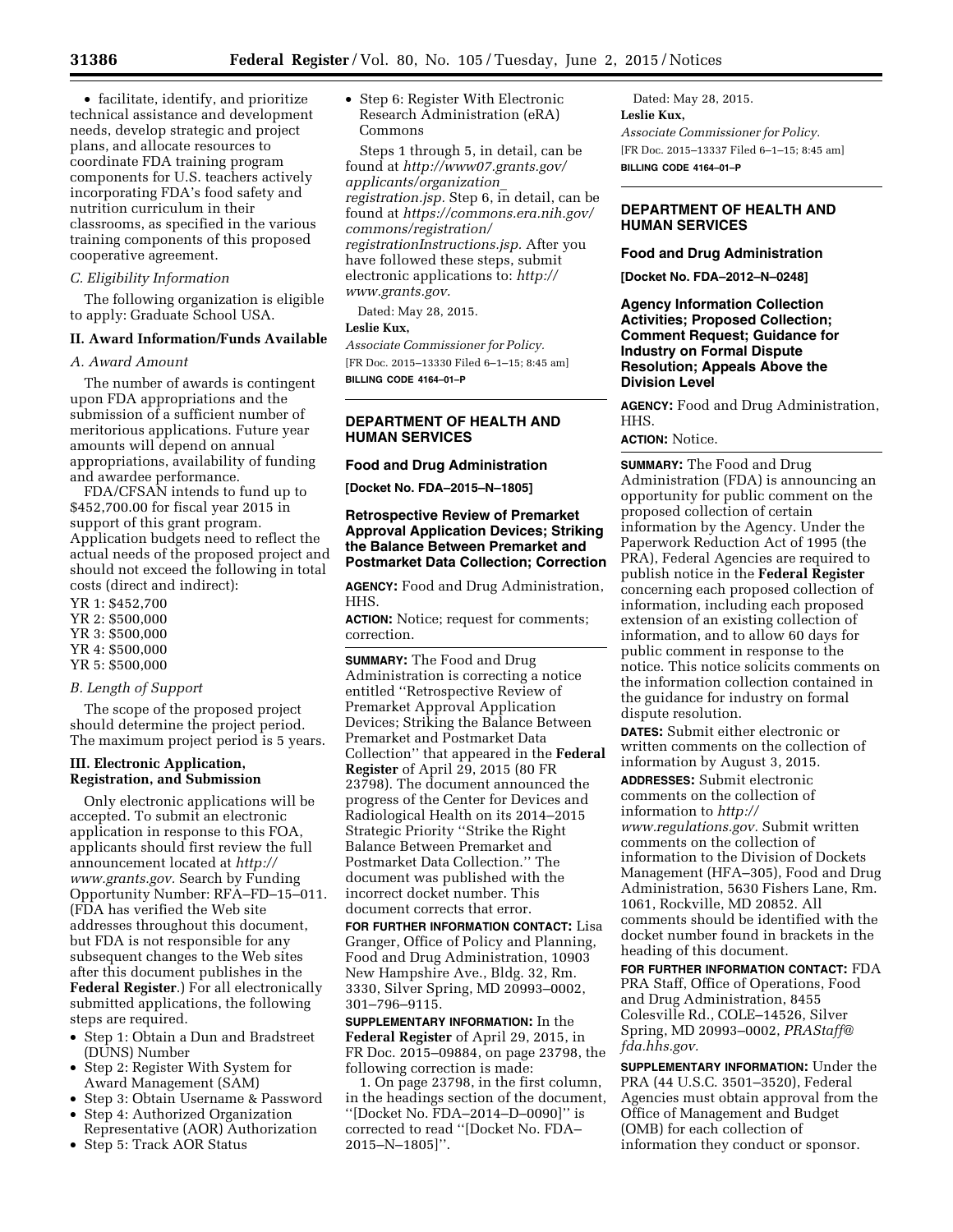- facilitate, identify, and prioritize technical assistance and development needs, develop strategic and project plans, and allocate resources to coordinate FDA training program components for U.S. teachers actively incorporating FDA's food safety and nutrition curriculum in their classrooms, as specified in the various training components of this proposed cooperative agreement.

### *C. Eligibility Information*

The following organization is eligible to apply: Graduate School USA.

## II. Award Information/Funds Available

### *A. Award Amount*

The number of awards is contingent upon FDA appropriations and the submission of a sufficient number of meritorious applications. Future year amounts will depend on annual appropriations, availability of funding and awardee performance.

FDA/CFSAN intends to fund up to $452,700.00 for fiscal year 2015 in support of this grant program. Application budgets need to reflect the actual needs of the proposed project and should not exceed the following in total costs (direct and indirect):

YR 1: $452,700
YR 2: $500,000
YR 3: $500,000
YR 4: $500,000
YR 5: $500,000

### *B. Length of Support*

The scope of the proposed project should determine the project period. The maximum project period is 5 years.

## III. Electronic Application, Registration, and Submission

Only electronic applications will be accepted. To submit an electronic application in response to this FOA, applicants should first review the full announcement located at *http://www.grants.gov.* Search by Funding Opportunity Number: RFA–FD–15–011. (FDA has verified the Web site addresses throughout this document, but FDA is not responsible for any subsequent changes to the Web sites after this document publishes in the **Federal Register**.) For all electronically submitted applications, the following steps are required.

- Step 1: Obtain a Dun and Bradstreet (DUNS) Number
- Step 2: Register With System for Award Management (SAM)
- Step 3: Obtain Username & Password
- Step 4: Authorized Organization Representative (AOR) Authorization
- Step 5: Track AOR Status
- Step 6: Register With Electronic Research Administration (eRA) Commons

Steps 1 through 5, in detail, can be found at *http://www07.grants.gov/applicants/organization_registration.jsp.* Step 6, in detail, can be found at *https://commons.era.nih.gov/commons/registration/registrationInstructions.jsp.* After you have followed these steps, submit electronic applications to: *http://www.grants.gov.*

Dated: May 28, 2015.

**Leslie Kux,**

*Associate Commissioner for Policy.*

[FR Doc. 2015–13330 Filed 6–1–15; 8:45 am]

**BILLING CODE 4164–01–P**

---

## DEPARTMENT OF HEALTH AND HUMAN SERVICES

### Food and Drug Administration

**[Docket No. FDA–2015–N–1805]**

### Retrospective Review of Premarket Approval Application Devices; Striking the Balance Between Premarket and Postmarket Data Collection; Correction

**AGENCY:** Food and Drug Administration, HHS.

**ACTION:** Notice; request for comments; correction.

**SUMMARY:** The Food and Drug Administration is correcting a notice entitled ''Retrospective Review of Premarket Approval Application Devices; Striking the Balance Between Premarket and Postmarket Data Collection'' that appeared in the **Federal Register** of April 29, 2015 (80 FR 23798). The document announced the progress of the Center for Devices and Radiological Health on its 2014–2015 Strategic Priority ''Strike the Right Balance Between Premarket and Postmarket Data Collection.'' The document was published with the incorrect docket number. This document corrects that error.

**FOR FURTHER INFORMATION CONTACT:** Lisa Granger, Office of Policy and Planning, Food and Drug Administration, 10903 New Hampshire Ave., Bldg. 32, Rm. 3330, Silver Spring, MD 20993–0002, 301–796–9115.

**SUPPLEMENTARY INFORMATION:** In the **Federal Register** of April 29, 2015, in FR Doc. 2015–09884, on page 23798, the following correction is made:

1. On page 23798, in the first column, in the headings section of the document, ''[Docket No. FDA–2014–D–0090]'' is corrected to read ''[Docket No. FDA–2015–N–1805]''.

Dated: May 28, 2015.

**Leslie Kux,**

*Associate Commissioner for Policy.*

[FR Doc. 2015–13337 Filed 6–1–15; 8:45 am]

**BILLING CODE 4164–01–P**

---

## DEPARTMENT OF HEALTH AND HUMAN SERVICES

### Food and Drug Administration

**[Docket No. FDA–2012–N–0248]**

### Agency Information Collection Activities; Proposed Collection; Comment Request; Guidance for Industry on Formal Dispute Resolution; Appeals Above the Division Level

**AGENCY:** Food and Drug Administration, HHS.

**ACTION:** Notice.

**SUMMARY:** The Food and Drug Administration (FDA) is announcing an opportunity for public comment on the proposed collection of certain information by the Agency. Under the Paperwork Reduction Act of 1995 (the PRA), Federal Agencies are required to publish notice in the **Federal Register** concerning each proposed collection of information, including each proposed extension of an existing collection of information, and to allow 60 days for public comment in response to the notice. This notice solicits comments on the information collection contained in the guidance for industry on formal dispute resolution.

**DATES:** Submit either electronic or written comments on the collection of information by August 3, 2015.

**ADDRESSES:** Submit electronic comments on the collection of information to *http://www.regulations.gov.* Submit written comments on the collection of information to the Division of Dockets Management (HFA–305), Food and Drug Administration, 5630 Fishers Lane, Rm. 1061, Rockville, MD 20852. All comments should be identified with the docket number found in brackets in the heading of this document.

**FOR FURTHER INFORMATION CONTACT:** FDA PRA Staff, Office of Operations, Food and Drug Administration, 8455 Colesville Rd., COLE–14526, Silver Spring, MD 20993–0002, *PRAStaff@fda.hhs.gov.*

**SUPPLEMENTARY INFORMATION:** Under the PRA (44 U.S.C. 3501–3520), Federal Agencies must obtain approval from the Office of Management and Budget (OMB) for each collection of information they conduct or sponsor.